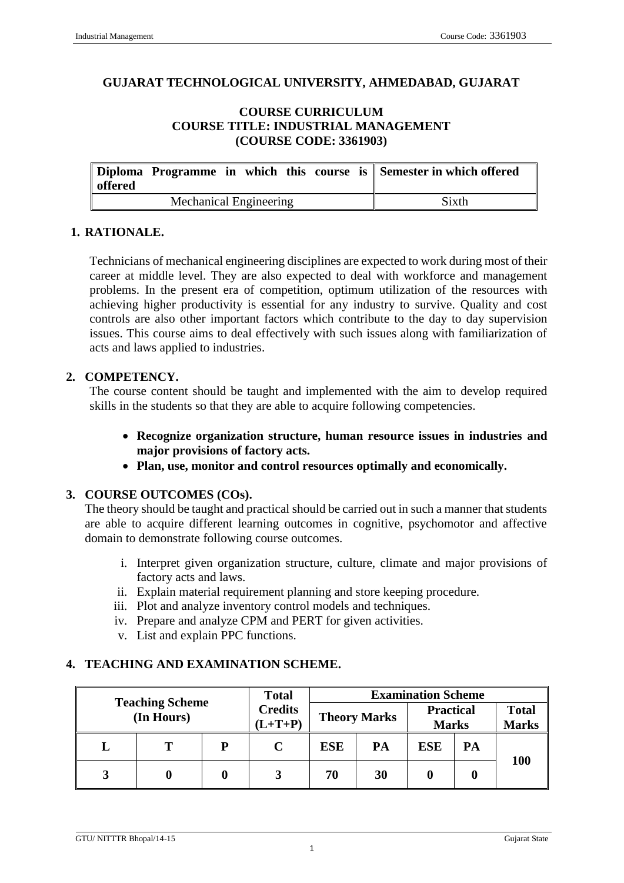# GUJARAT TECHNOLOGICAL UNIVERSITY, AHMEDABAD, GUJARAT

## COURSE CURRICULUM
## COURSE TITLE: INDUSTRIAL MANAGEMENT
## (COURSE CODE: 3361903)

| Diploma Programme in which this course is offered | Semester in which offered |
|---|---|
| Mechanical Engineering | Sixth |

## 1. RATIONALE.

Technicians of mechanical engineering disciplines are expected to work during most of their career at middle level. They are also expected to deal with workforce and management problems. In the present era of competition, optimum utilization of the resources with achieving higher productivity is essential for any industry to survive. Quality and cost controls are also other important factors which contribute to the day to day supervision issues. This course aims to deal effectively with such issues along with familiarization of acts and laws applied to industries.

## 2. COMPETENCY.

The course content should be taught and implemented with the aim to develop required skills in the students so that they are able to acquire following competencies.

- **Recognize organization structure, human resource issues in industries and major provisions of factory acts.**
- **Plan, use, monitor and control resources optimally and economically.**

## 3. COURSE OUTCOMES (COs).

The theory should be taught and practical should be carried out in such a manner that students are able to acquire different learning outcomes in cognitive, psychomotor and affective domain to demonstrate following course outcomes.

i. Interpret given organization structure, culture, climate and major provisions of factory acts and laws.
ii. Explain material requirement planning and store keeping procedure.
iii. Plot and analyze inventory control models and techniques.
iv. Prepare and analyze CPM and PERT for given activities.
v. List and explain PPC functions.

## 4. TEACHING AND EXAMINATION SCHEME.

| Teaching Scheme (In Hours) | | | Total Credits (L+T+P) | Examination Scheme | | | | |
|---|---|---|---|---|---|---|---|---|
| | | | | Theory Marks | | Practical Marks | | Total Marks |
| L | T | P | C | ESE | PA | ESE | PA | |
| 3 | 0 | 0 | 3 | 70 | 30 | 0 | 0 | 100 |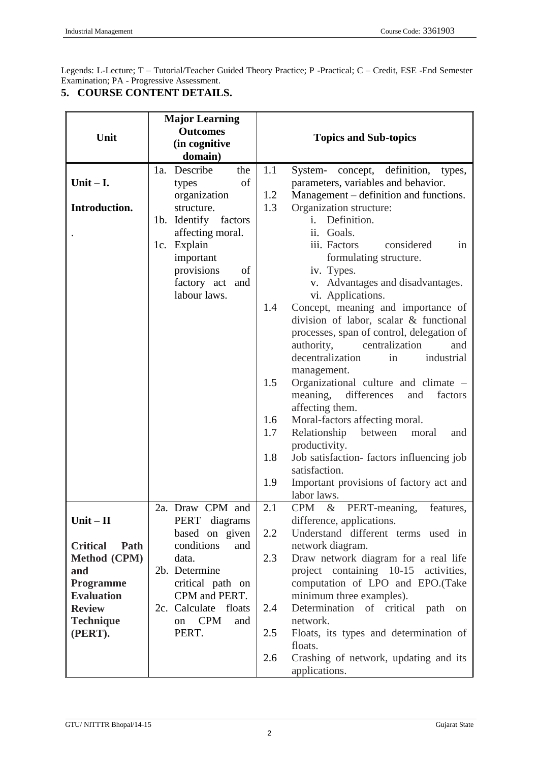Legends: L-Lecture; T – Tutorial/Teacher Guided Theory Practice; P -Practical; C – Credit, ESE -End Semester Examination; PA - Progressive Assessment.

## 5. COURSE CONTENT DETAILS.

| Unit | Major Learning Outcomes (in cognitive domain) | Topics and Sub-topics |
|---|---|---|
| **Unit – I.** **Introduction.** . | 1a. Describe the types of organization structure. 1b. Identify factors affecting moral. 1c. Explain important provisions of factory act and labour laws. | 1.1 System- concept, definition, types, parameters, variables and behavior. 1.2 Management – definition and functions. 1.3 Organization structure: i. Definition. ii. Goals. iii. Factors considered in formulating structure. iv. Types. v. Advantages and disadvantages. vi. Applications. 1.4 Concept, meaning and importance of division of labor, scalar & functional processes, span of control, delegation of authority, centralization and decentralization in industrial management. 1.5 Organizational culture and climate – meaning, differences and factors affecting them. 1.6 Moral-factors affecting moral. 1.7 Relationship between moral and productivity. 1.8 Job satisfaction- factors influencing job satisfaction. 1.9 Important provisions of factory act and labor laws. |
| **Unit – II** **Critical Path Method (CPM) and Programme Evaluation Review Technique (PERT).** | 2a. Draw CPM and PERT diagrams based on given conditions and data. 2b. Determine critical path on CPM and PERT. 2c. Calculate floats on CPM and PERT. | 2.1 CPM & PERT-meaning, features, difference, applications. 2.2 Understand different terms used in network diagram. 2.3 Draw network diagram for a real life project containing 10-15 activities, computation of LPO and EPO.(Take minimum three examples). 2.4 Determination of critical path on network. 2.5 Floats, its types and determination of floats. 2.6 Crashing of network, updating and its applications. |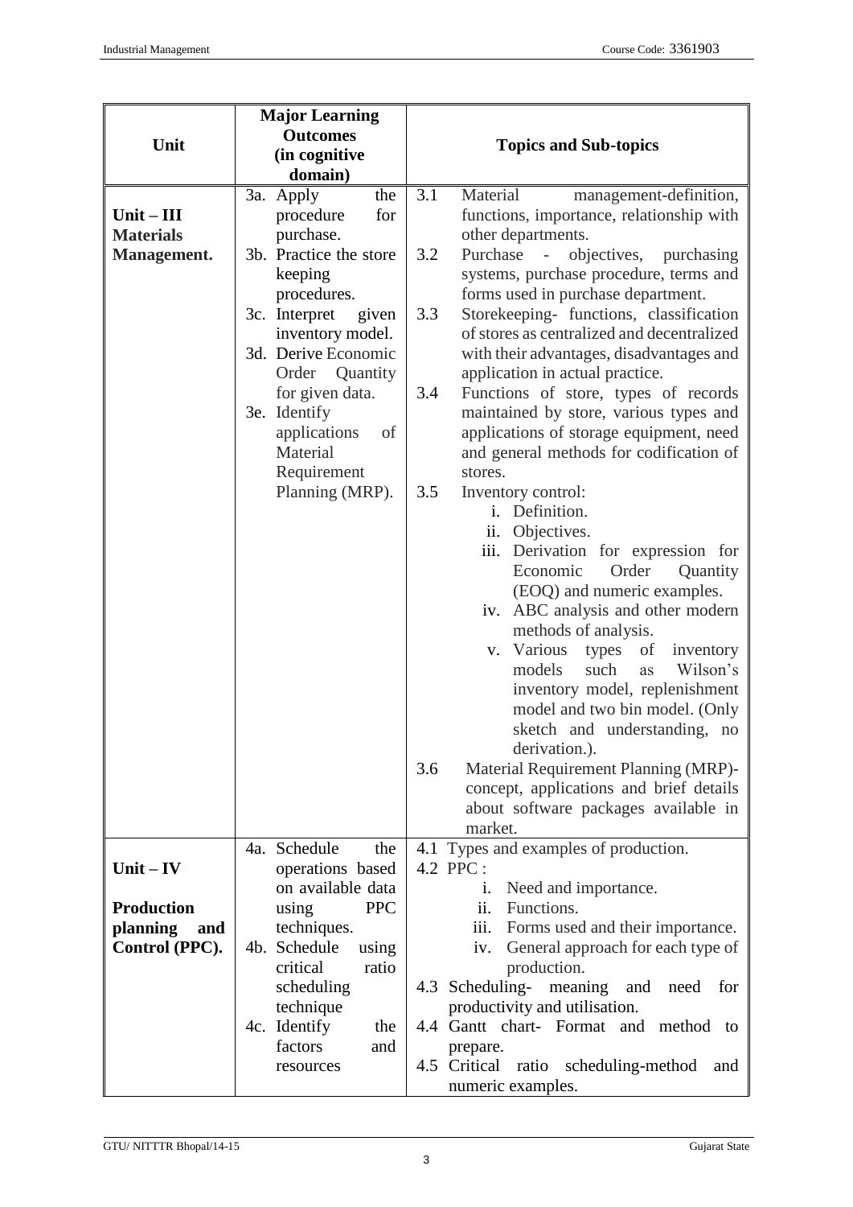| Unit | Major Learning Outcomes (in cognitive domain) | Topics and Sub-topics |
|---|---|---|
| **Unit – III Materials Management.** | 3a. Apply the procedure for purchase.<br>3b. Practice the store keeping procedures.<br>3c. Interpret given inventory model.<br>3d. Derive Economic Order Quantity for given data.<br>3e. Identify applications of Material Requirement Planning (MRP). | 3.1 Material management-definition, functions, importance, relationship with other departments.<br>3.2 Purchase - objectives, purchasing systems, purchase procedure, terms and forms used in purchase department.<br>3.3 Storekeeping- functions, classification of stores as centralized and decentralized with their advantages, disadvantages and application in actual practice.<br>3.4 Functions of store, types of records maintained by store, various types and applications of storage equipment, need and general methods for codification of stores.<br>3.5 Inventory control:<br>i. Definition.<br>ii. Objectives.<br>iii. Derivation for expression for Economic Order Quantity (EOQ) and numeric examples.<br>iv. ABC analysis and other modern methods of analysis.<br>v. Various types of inventory models such as Wilson's inventory model, replenishment model and two bin model. (Only sketch and understanding, no derivation.).<br>3.6 Material Requirement Planning (MRP)-concept, applications and brief details about software packages available in market. |
| **Unit – IV Production planning and Control (PPC).** | 4a. Schedule the operations based on available data using PPC techniques.<br>4b. Schedule using critical ratio scheduling technique<br>4c. Identify the factors and resources | 4.1 Types and examples of production.<br>4.2 PPC :<br>i. Need and importance.<br>ii. Functions.<br>iii. Forms used and their importance.<br>iv. General approach for each type of production.<br>4.3 Scheduling- meaning and need for productivity and utilisation.<br>4.4 Gantt chart- Format and method to prepare.<br>4.5 Critical ratio scheduling-method and numeric examples. |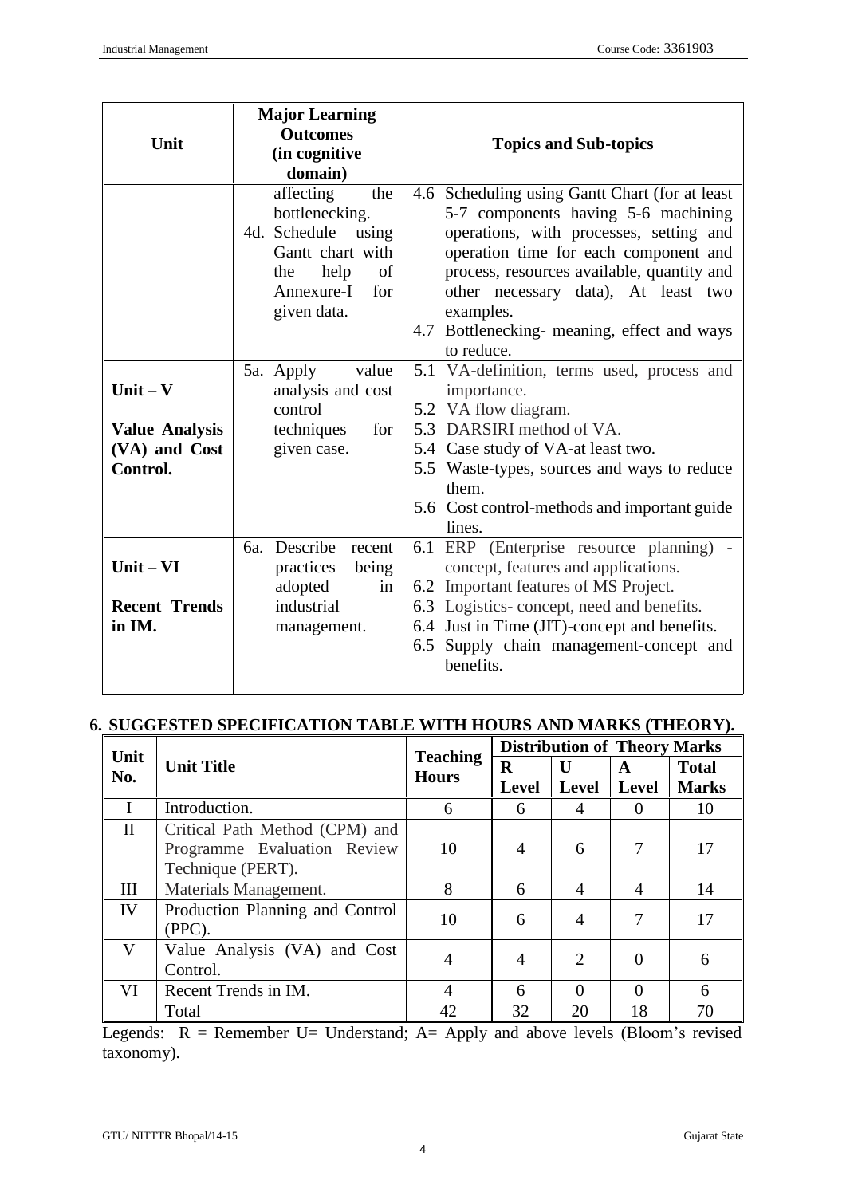| Unit | Major Learning Outcomes (in cognitive domain) | Topics and Sub-topics |
|---|---|---|
| | affecting the bottlenecking.<br>4d. Schedule using Gantt chart with the help of Annexure-I for given data. | 4.6 Scheduling using Gantt Chart (for at least 5-7 components having 5-6 machining operations, with processes, setting and operation time for each component and process, resources available, quantity and other necessary data), At least two examples.<br>4.7 Bottlenecking- meaning, effect and ways to reduce. |
| **Unit – V**<br><br>**Value Analysis (VA) and Cost Control.** | 5a. Apply value analysis and cost control techniques for given case. | 5.1 VA-definition, terms used, process and importance.<br>5.2 VA flow diagram.<br>5.3 DARSIRI method of VA.<br>5.4 Case study of VA-at least two.<br>5.5 Waste-types, sources and ways to reduce them.<br>5.6 Cost control-methods and important guide lines. |
| **Unit – VI**<br><br>**Recent Trends in IM.** | 6a. Describe recent practices being adopted in industrial management. | 6.1 ERP (Enterprise resource planning) - concept, features and applications.<br>6.2 Important features of MS Project.<br>6.3 Logistics- concept, need and benefits.<br>6.4 Just in Time (JIT)-concept and benefits.<br>6.5 Supply chain management-concept and benefits. |

## 6. SUGGESTED SPECIFICATION TABLE WITH HOURS AND MARKS (THEORY).

| Unit No. | Unit Title | Teaching Hours | Distribution of Theory Marks | | | |
|---|---|---|---|---|---|---|
| | | | **R Level** | **U Level** | **A Level** | **Total Marks** |
| I | Introduction. | 6 | 6 | 4 | 0 | 10 |
| II | Critical Path Method (CPM) and Programme Evaluation Review Technique (PERT). | 10 | 4 | 6 | 7 | 17 |
| III | Materials Management. | 8 | 6 | 4 | 4 | 14 |
| IV | Production Planning and Control (PPC). | 10 | 6 | 4 | 7 | 17 |
| V | Value Analysis (VA) and Cost Control. | 4 | 4 | 2 | 0 | 6 |
| VI | Recent Trends in IM. | 4 | 6 | 0 | 0 | 6 |
| | Total | 42 | 32 | 20 | 18 | 70 |

Legends: R = Remember U= Understand; A= Apply and above levels (Bloom's revised taxonomy).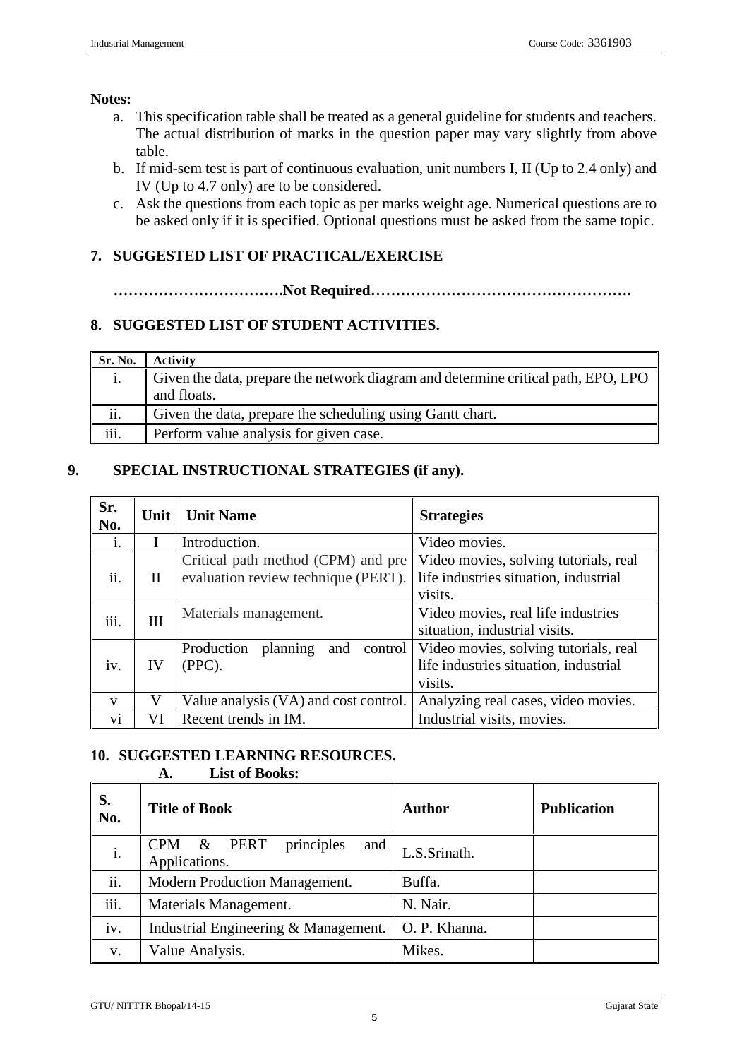**Notes:**

a. This specification table shall be treated as a general guideline for students and teachers. The actual distribution of marks in the question paper may vary slightly from above table.
b. If mid-sem test is part of continuous evaluation, unit numbers I, II (Up to 2.4 only) and IV (Up to 4.7 only) are to be considered.
c. Ask the questions from each topic as per marks weight age. Numerical questions are to be asked only if it is specified. Optional questions must be asked from the same topic.

## 7. SUGGESTED LIST OF PRACTICAL/EXERCISE

**…………………………….Not Required…………………………………………….**

## 8. SUGGESTED LIST OF STUDENT ACTIVITIES.

| Sr. No. | Activity |
|---|---|
| i. | Given the data, prepare the network diagram and determine critical path, EPO, LPO and floats. |
| ii. | Given the data, prepare the scheduling using Gantt chart. |
| iii. | Perform value analysis for given case. |

## 9. SPECIAL INSTRUCTIONAL STRATEGIES (if any).

| Sr. No. | Unit | Unit Name | Strategies |
|---|---|---|---|
| i. | I | Introduction. | Video movies. |
| ii. | II | Critical path method (CPM) and pre evaluation review technique (PERT). | Video movies, solving tutorials, real life industries situation, industrial visits. |
| iii. | III | Materials management. | Video movies, real life industries situation, industrial visits. |
| iv. | IV | Production planning and control (PPC). | Video movies, solving tutorials, real life industries situation, industrial visits. |
| v | V | Value analysis (VA) and cost control. | Analyzing real cases, video movies. |
| vi | VI | Recent trends in IM. | Industrial visits, movies. |

## 10. SUGGESTED LEARNING RESOURCES.

### A. List of Books:

| S. No. | Title of Book | Author | Publication |
|---|---|---|---|
| i. | CPM & PERT principles and Applications. | L.S.Srinath. | |
| ii. | Modern Production Management. | Buffa. | |
| iii. | Materials Management. | N. Nair. | |
| iv. | Industrial Engineering & Management. | O. P. Khanna. | |
| v. | Value Analysis. | Mikes. | |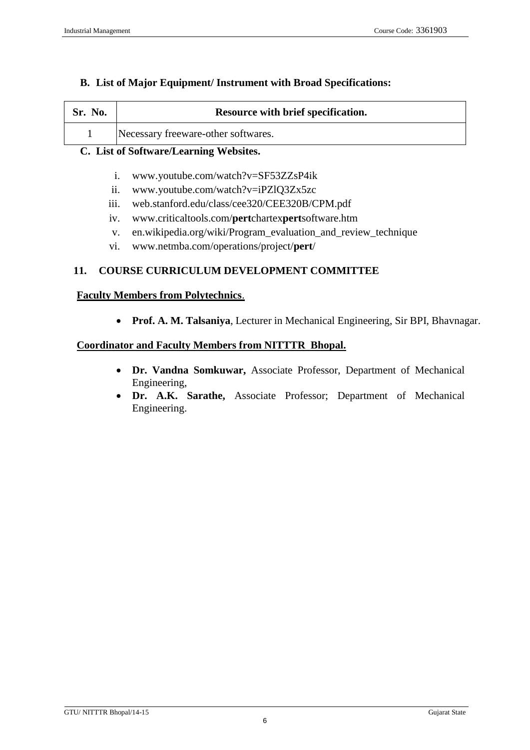### B. List of Major Equipment/ Instrument with Broad Specifications:

| Sr. No. | Resource with brief specification. |
|---|---|
| 1 | Necessary freeware-other softwares. |

### C. List of Software/Learning Websites.

i. www.youtube.com/watch?v=SF53ZZsP4ik
ii. www.youtube.com/watch?v=iPZlQ3Zx5zc
iii. web.stanford.edu/class/cee320/CEE320B/CPM.pdf
iv. www.criticaltools.com/**pert**chartex**pert**software.htm
v. en.wikipedia.org/wiki/Program_evaluation_and_review_technique
vi. www.netmba.com/operations/project/**pert**/

## 11. COURSE CURRICULUM DEVELOPMENT COMMITTEE

**Faculty Members from Polytechnics**.

- **Prof. A. M. Talsaniya**, Lecturer in Mechanical Engineering, Sir BPI, Bhavnagar.

**Coordinator and Faculty Members from NITTTR Bhopal.**

- **Dr. Vandna Somkuwar,** Associate Professor, Department of Mechanical Engineering,
- **Dr. A.K. Sarathe,** Associate Professor; Department of Mechanical Engineering.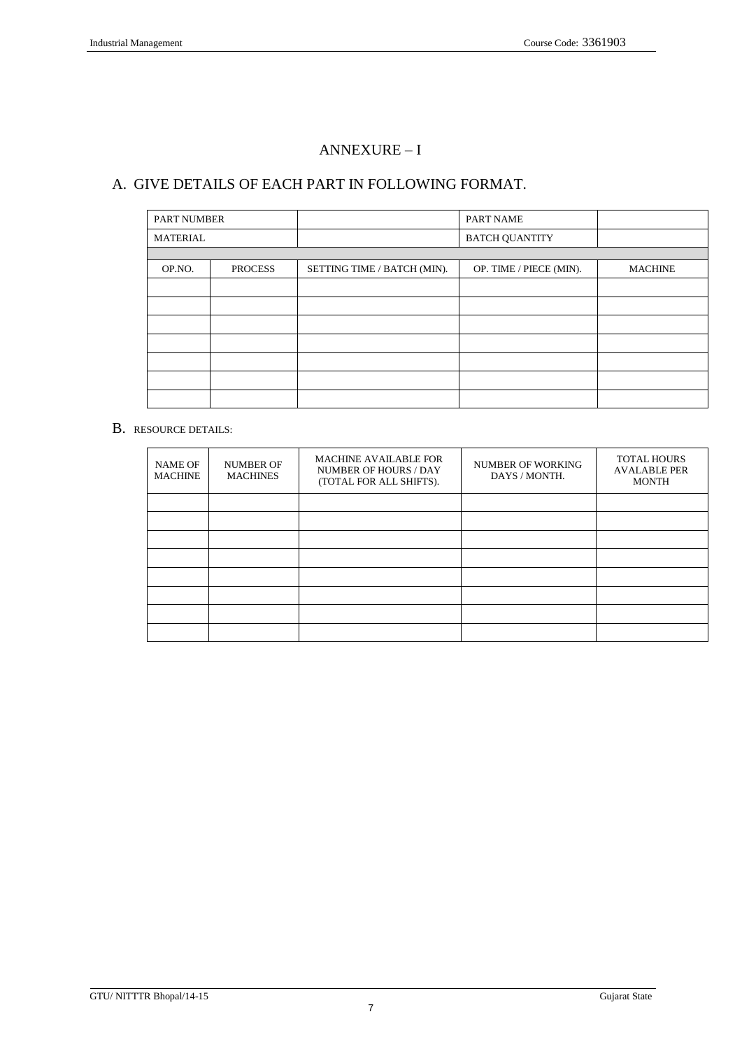# ANNEXURE – I

## A. GIVE DETAILS OF EACH PART IN FOLLOWING FORMAT.

| PART NUMBER | | | PART NAME | |
|---|---|---|---|---|
| MATERIAL | | | BATCH QUANTITY | |
| | | | | |
| OP.NO. | PROCESS | SETTING TIME / BATCH (MIN). | OP. TIME / PIECE (MIN). | MACHINE |
| | | | | |
| | | | | |
| | | | | |
| | | | | |
| | | | | |
| | | | | |
| | | | | |

## B. RESOURCE DETAILS:

| NAME OF MACHINE | NUMBER OF MACHINES | MACHINE AVAILABLE FOR NUMBER OF HOURS / DAY (TOTAL FOR ALL SHIFTS). | NUMBER OF WORKING DAYS / MONTH. | TOTAL HOURS AVALABLE PER MONTH |
|---|---|---|---|---|
| | | | | |
| | | | | |
| | | | | |
| | | | | |
| | | | | |
| | | | | |
| | | | | |
| | | | | |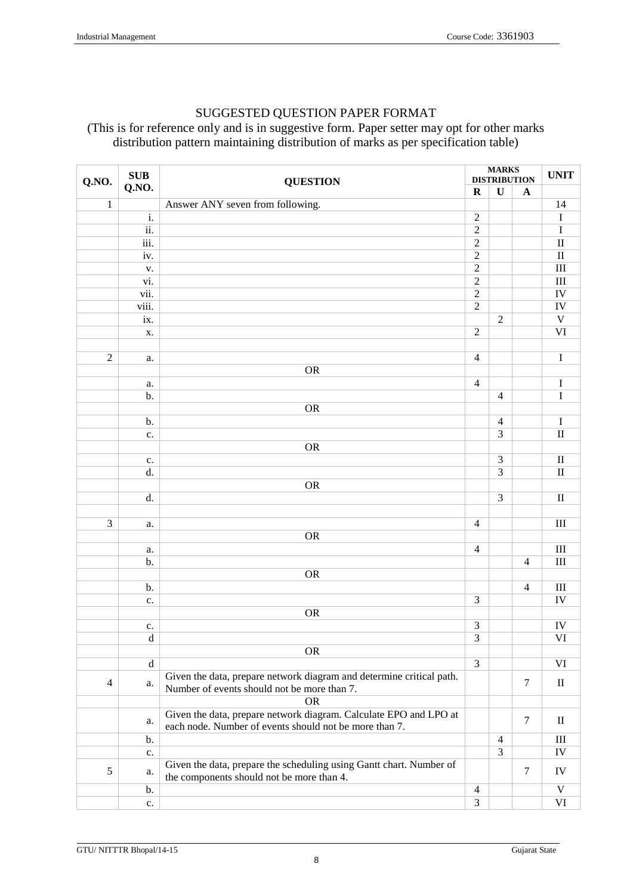# SUGGESTED QUESTION PAPER FORMAT

(This is for reference only and is in suggestive form. Paper setter may opt for other marks distribution pattern maintaining distribution of marks as per specification table)

| Q.NO. | SUB Q.NO. | QUESTION | MARKS DISTRIBUTION | | | UNIT |
|---|---|---|---|---|---|---|
| | | | R | U | A | |
| 1 | | Answer ANY seven from following. | | | | 14 |
| | i. | | 2 | | | I |
| | ii. | | 2 | | | I |
| | iii. | | 2 | | | II |
| | iv. | | 2 | | | II |
| | v. | | 2 | | | III |
| | vi. | | 2 | | | III |
| | vii. | | 2 | | | IV |
| | viii. | | 2 | | | IV |
| | ix. | | | 2 | | V |
| | x. | | 2 | | | VI |
| | | | | | | |
| 2 | a. | | 4 | | | I |
| | | OR | | | | |
| | a. | | 4 | | | I |
| | b. | | | 4 | | I |
| | | OR | | | | |
| | b. | | | 4 | | I |
| | c. | | | 3 | | II |
| | | OR | | | | |
| | c. | | | 3 | | II |
| | d. | | | 3 | | II |
| | | OR | | | | |
| | d. | | | 3 | | II |
| | | | | | | |
| 3 | a. | | 4 | | | III |
| | | OR | | | | |
| | a. | | 4 | | | III |
| | b. | | | | 4 | III |
| | | OR | | | | |
| | b. | | | | 4 | III |
| | c. | | 3 | | | IV |
| | | OR | | | | |
| | c. | | 3 | | | IV |
| | d | | 3 | | | VI |
| | | OR | | | | |
| | d | | 3 | | | VI |
| 4 | a. | Given the data, prepare network diagram and determine critical path. Number of events should not be more than 7. | | | 7 | II |
| | | OR | | | | |
| | a. | Given the data, prepare network diagram. Calculate EPO and LPO at each node. Number of events should not be more than 7. | | | 7 | II |
| | b. | | | 4 | | III |
| | c. | | | 3 | | IV |
| 5 | a. | Given the data, prepare the scheduling using Gantt chart. Number of the components should not be more than 4. | | | 7 | IV |
| | b. | | 4 | | | V |
| | c. | | 3 | | | VI |